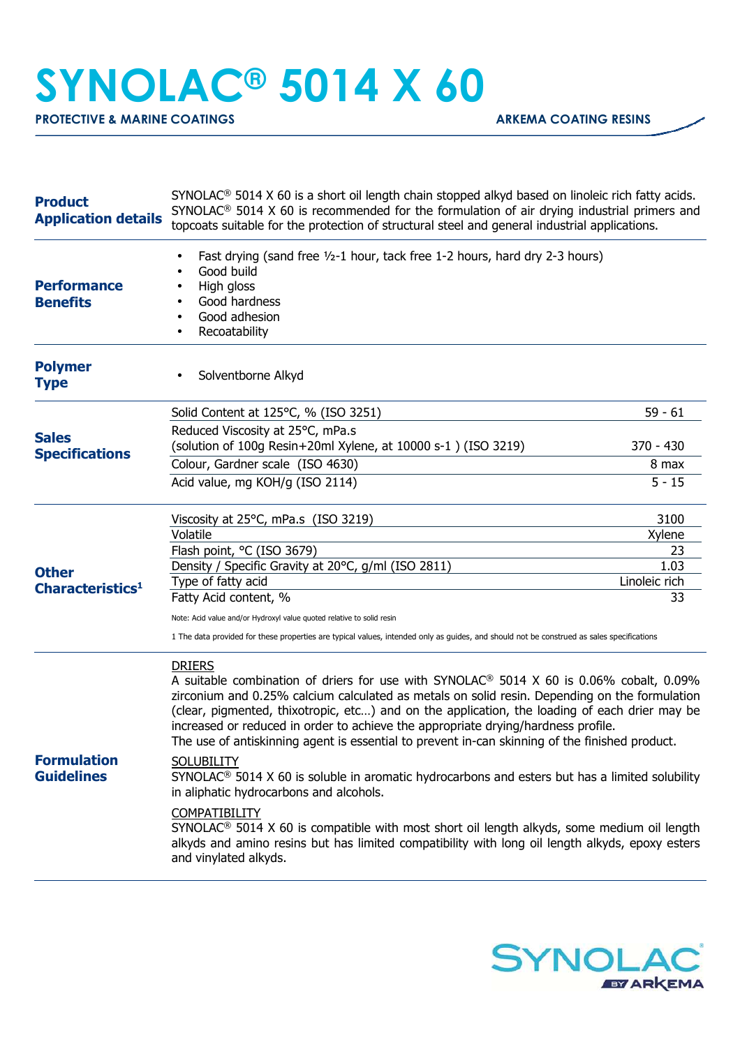# SYNOLAC® 5014 X 60

**PROTECTIVE & MARINE COATINGS** **ARKEMA COATING RESINS**

## Product Application details

SYNOLAC® 5014 X 60 is a short oil length chain stopped alkyd based on linoleic rich fatty acids. SYNOLAC® 5014 X 60 is recommended for the formulation of air drying industrial primers and topcoats suitable for the protection of structural steel and general industrial applications.

## Performance Benefits

- Fast drying (sand free ½-1 hour, tack free 1-2 hours, hard dry 2-3 hours)
- Good build
- High gloss
- Good hardness
- Good adhesion
- Recoatability

## Polymer Type

- Solventborne Alkyd

## Sales Specifications

| Property | Value |
|---|---|
| Solid Content at 125°C, % (ISO 3251) | 59 - 61 |
| Reduced Viscosity at 25°C, mPa.s (solution of 100g Resin+20ml Xylene, at 10000 s-1 ) (ISO 3219) | 370 - 430 |
| Colour, Gardner scale (ISO 4630) | 8 max |
| Acid value, mg KOH/g (ISO 2114) | 5 - 15 |

## Other Characteristics[1]

| Property | Value |
|---|---|
| Viscosity at 25°C, mPa.s (ISO 3219) | 3100 |
| Volatile | Xylene |
| Flash point, °C (ISO 3679) | 23 |
| Density / Specific Gravity at 20°C, g/ml (ISO 2811) | 1.03 |
| Type of fatty acid | Linoleic rich |
| Fatty Acid content, % | 33 |

Note: Acid value and/or Hydroxyl value quoted relative to solid resin

1 The data provided for these properties are typical values, intended only as guides, and should not be construed as sales specifications

## Formulation Guidelines

DRIERS

A suitable combination of driers for use with SYNOLAC® 5014 X 60 is 0.06% cobalt, 0.09% zirconium and 0.25% calcium calculated as metals on solid resin. Depending on the formulation (clear, pigmented, thixotropic, etc…) and on the application, the loading of each drier may be increased or reduced in order to achieve the appropriate drying/hardness profile.
The use of antiskinning agent is essential to prevent in-can skinning of the finished product.

SOLUBILITY

SYNOLAC® 5014 X 60 is soluble in aromatic hydrocarbons and esters but has a limited solubility in aliphatic hydrocarbons and alcohols.

COMPATIBILITY

SYNOLAC® 5014 X 60 is compatible with most short oil length alkyds, some medium oil length alkyds and amino resins but has limited compatibility with long oil length alkyds, epoxy esters and vinylated alkyds.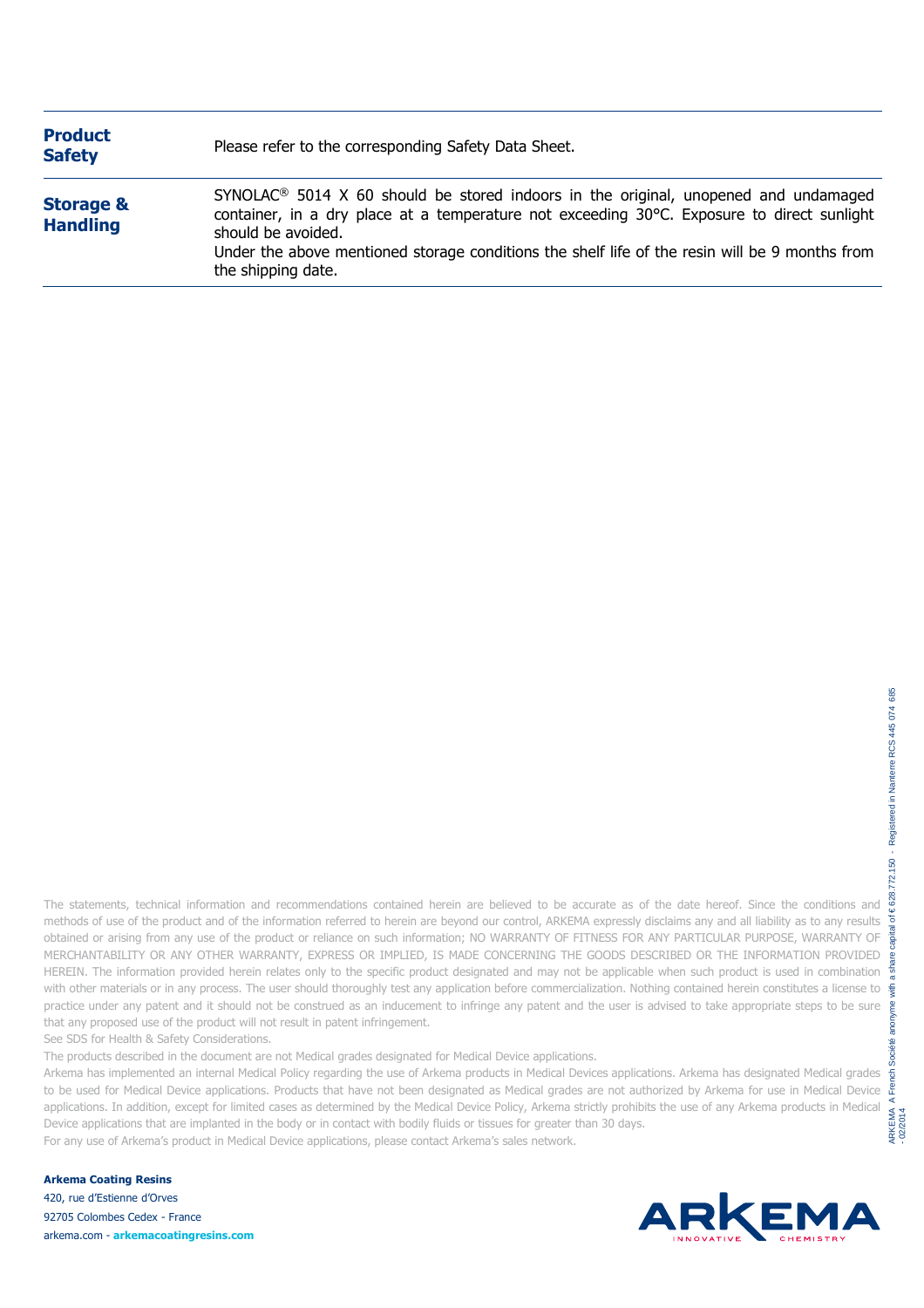| | |
|---|---|
| **Product Safety** | Please refer to the corresponding Safety Data Sheet. |
| **Storage & Handling** | SYNOLAC® 5014 X 60 should be stored indoors in the original, unopened and undamaged container, in a dry place at a temperature not exceeding 30°C. Exposure to direct sunlight should be avoided.<br>Under the above mentioned storage conditions the shelf life of the resin will be 9 months from the shipping date. |

The statements, technical information and recommendations contained herein are believed to be accurate as of the date hereof. Since the conditions and methods of use of the product and of the information referred to herein are beyond our control, ARKEMA expressly disclaims any and all liability as to any results obtained or arising from any use of the product or reliance on such information; NO WARRANTY OF FITNESS FOR ANY PARTICULAR PURPOSE, WARRANTY OF MERCHANTABILITY OR ANY OTHER WARRANTY, EXPRESS OR IMPLIED, IS MADE CONCERNING THE GOODS DESCRIBED OR THE INFORMATION PROVIDED HEREIN. The information provided herein relates only to the specific product designated and may not be applicable when such product is used in combination with other materials or in any process. The user should thoroughly test any application before commercialization. Nothing contained herein constitutes a license to practice under any patent and it should not be construed as an inducement to infringe any patent and the user is advised to take appropriate steps to be sure that any proposed use of the product will not result in patent infringement.
See SDS for Health & Safety Considerations.

The products described in the document are not Medical grades designated for Medical Device applications.

Arkema has implemented an internal Medical Policy regarding the use of Arkema products in Medical Devices applications. Arkema has designated Medical grades to be used for Medical Device applications. Products that have not been designated as Medical grades are not authorized by Arkema for use in Medical Device applications. In addition, except for limited cases as determined by the Medical Device Policy, Arkema strictly prohibits the use of any Arkema products in Medical Device applications that are implanted in the body or in contact with bodily fluids or tissues for greater than 30 days.

For any use of Arkema's product in Medical Device applications, please contact Arkema's sales network.

**Arkema Coating Resins**
420, rue d'Estienne d'Orves
92705 Colombes Cedex - France
arkema.com - **arkemacoatingresins.com**

ARKEMA A French Société anonyme with a share capital of € 628.772.150 - Registered in Nanterre RCS 445 074 685 - 02/2014